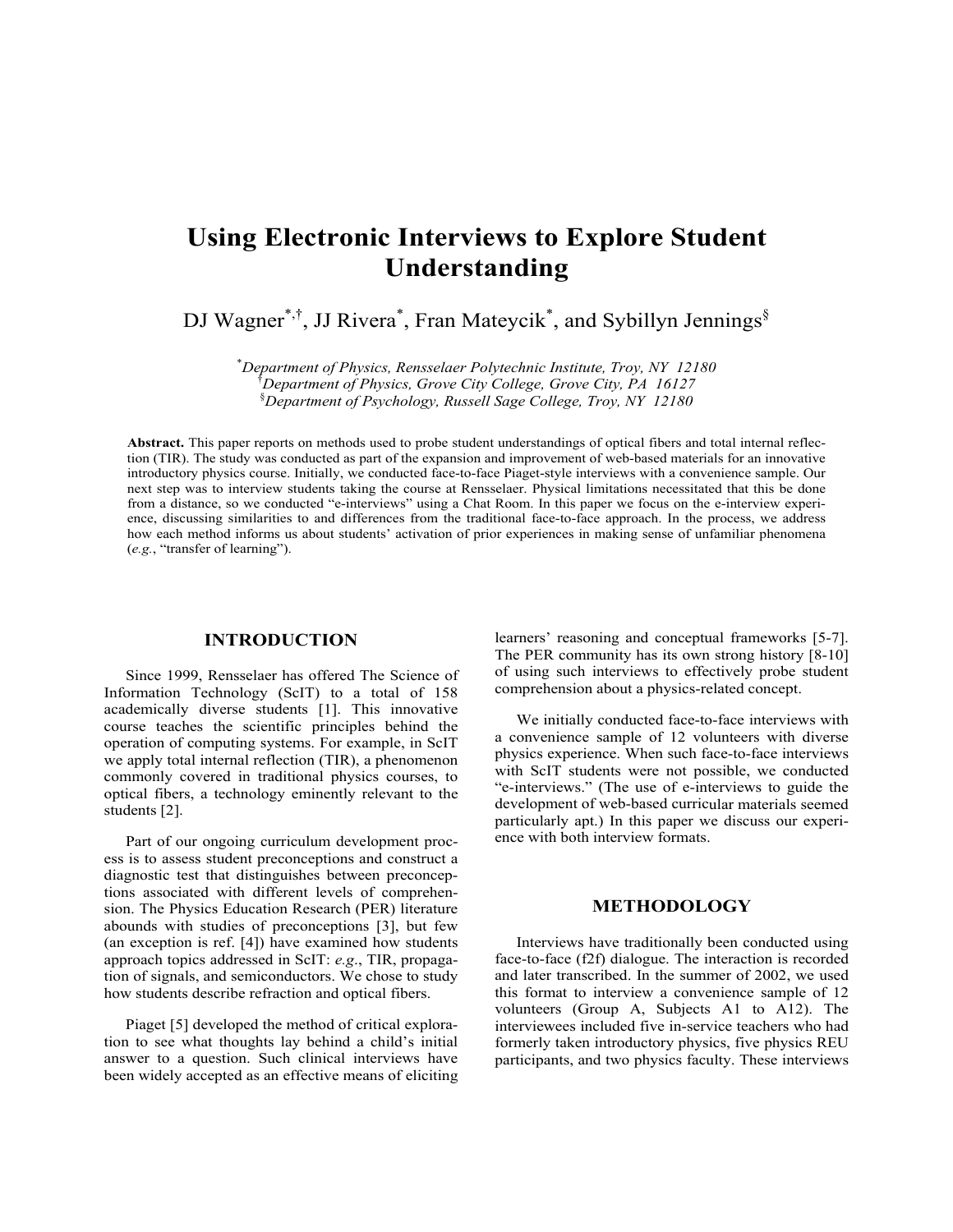# Using Electronic Interviews to Explore Student Understanding

DJ Wagner[*,†], JJ Rivera[*], Fran Mateycik[*], and Sybillyn Jennings[§]

[*]*Department of Physics, Rensselaer Polytechnic Institute, Troy, NY 12180*
[†]*Department of Physics, Grove City College, Grove City, PA 16127*
[§]*Department of Psychology, Russell Sage College, Troy, NY 12180*

**Abstract.** This paper reports on methods used to probe student understandings of optical fibers and total internal reflection (TIR). The study was conducted as part of the expansion and improvement of web-based materials for an innovative introductory physics course. Initially, we conducted face-to-face Piaget-style interviews with a convenience sample. Our next step was to interview students taking the course at Rensselaer. Physical limitations necessitated that this be done from a distance, so we conducted "e-interviews" using a Chat Room. In this paper we focus on the e-interview experience, discussing similarities to and differences from the traditional face-to-face approach. In the process, we address how each method informs us about students' activation of prior experiences in making sense of unfamiliar phenomena (*e.g.*, "transfer of learning").

## INTRODUCTION

Since 1999, Rensselaer has offered The Science of Information Technology (ScIT) to a total of 158 academically diverse students [1]. This innovative course teaches the scientific principles behind the operation of computing systems. For example, in ScIT we apply total internal reflection (TIR), a phenomenon commonly covered in traditional physics courses, to optical fibers, a technology eminently relevant to the students [2].

Part of our ongoing curriculum development process is to assess student preconceptions and construct a diagnostic test that distinguishes between preconceptions associated with different levels of comprehension. The Physics Education Research (PER) literature abounds with studies of preconceptions [3], but few (an exception is ref. [4]) have examined how students approach topics addressed in ScIT: *e.g.*, TIR, propagation of signals, and semiconductors. We chose to study how students describe refraction and optical fibers.

Piaget [5] developed the method of critical exploration to see what thoughts lay behind a child's initial answer to a question. Such clinical interviews have been widely accepted as an effective means of eliciting learners' reasoning and conceptual frameworks [5-7]. The PER community has its own strong history [8-10] of using such interviews to effectively probe student comprehension about a physics-related concept.

We initially conducted face-to-face interviews with a convenience sample of 12 volunteers with diverse physics experience. When such face-to-face interviews with ScIT students were not possible, we conducted "e-interviews." (The use of e-interviews to guide the development of web-based curricular materials seemed particularly apt.) In this paper we discuss our experience with both interview formats.

## METHODOLOGY

Interviews have traditionally been conducted using face-to-face (f2f) dialogue. The interaction is recorded and later transcribed. In the summer of 2002, we used this format to interview a convenience sample of 12 volunteers (Group A, Subjects A1 to A12). The interviewees included five in-service teachers who had formerly taken introductory physics, five physics REU participants, and two physics faculty. These interviews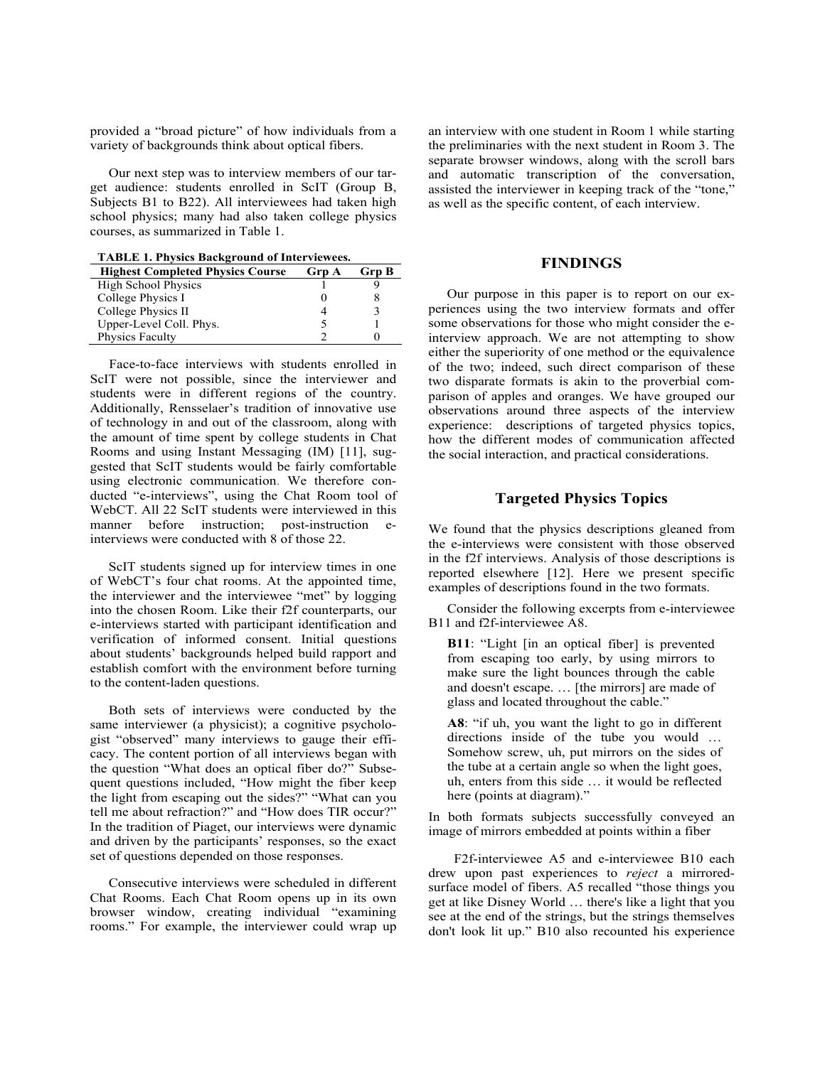provided a "broad picture" of how individuals from a variety of backgrounds think about optical fibers.

Our next step was to interview members of our target audience: students enrolled in ScIT (Group B, Subjects B1 to B22). All interviewees had taken high school physics; many had also taken college physics courses, as summarized in Table 1.

**TABLE 1. Physics Background of Interviewees.**

| Highest Completed Physics Course | Grp A | Grp B |
|---|---|---|
| High School Physics | 1 | 9 |
| College Physics I | 0 | 8 |
| College Physics II | 4 | 3 |
| Upper-Level Coll. Phys. | 5 | 1 |
| Physics Faculty | 2 | 0 |

Face-to-face interviews with students enrolled in ScIT were not possible, since the interviewer and students were in different regions of the country. Additionally, Rensselaer's tradition of innovative use of technology in and out of the classroom, along with the amount of time spent by college students in Chat Rooms and using Instant Messaging (IM) [11], suggested that ScIT students would be fairly comfortable using electronic communication. We therefore conducted "e-interviews", using the Chat Room tool of WebCT. All 22 ScIT students were interviewed in this manner before instruction; post-instruction e-interviews were conducted with 8 of those 22.

ScIT students signed up for interview times in one of WebCT's four chat rooms. At the appointed time, the interviewer and the interviewee "met" by logging into the chosen Room. Like their f2f counterparts, our e-interviews started with participant identification and verification of informed consent. Initial questions about students' backgrounds helped build rapport and establish comfort with the environment before turning to the content-laden questions.

Both sets of interviews were conducted by the same interviewer (a physicist); a cognitive psychologist "observed" many interviews to gauge their efficacy. The content portion of all interviews began with the question "What does an optical fiber do?" Subsequent questions included, "How might the fiber keep the light from escaping out the sides?" "What can you tell me about refraction?" and "How does TIR occur?" In the tradition of Piaget, our interviews were dynamic and driven by the participants' responses, so the exact set of questions depended on those responses.

Consecutive interviews were scheduled in different Chat Rooms. Each Chat Room opens up in its own browser window, creating individual "examining rooms." For example, the interviewer could wrap up an interview with one student in Room 1 while starting the preliminaries with the next student in Room 3. The separate browser windows, along with the scroll bars and automatic transcription of the conversation, assisted the interviewer in keeping track of the "tone," as well as the specific content, of each interview.

## FINDINGS

Our purpose in this paper is to report on our experiences using the two interview formats and offer some observations for those who might consider the e-interview approach. We are not attempting to show either the superiority of one method or the equivalence of the two; indeed, such direct comparison of these two disparate formats is akin to the proverbial comparison of apples and oranges. We have grouped our observations around three aspects of the interview experience: descriptions of targeted physics topics, how the different modes of communication affected the social interaction, and practical considerations.

### Targeted Physics Topics

We found that the physics descriptions gleaned from the e-interviews were consistent with those observed in the f2f interviews. Analysis of those descriptions is reported elsewhere [12]. Here we present specific examples of descriptions found in the two formats.

Consider the following excerpts from e-interviewee B11 and f2f-interviewee A8.

> **B11**: "Light [in an optical fiber] is prevented from escaping too early, by using mirrors to make sure the light bounces through the cable and doesn't escape. … [the mirrors] are made of glass and located throughout the cable."

> **A8**: "if uh, you want the light to go in different directions inside of the tube you would … Somehow screw, uh, put mirrors on the sides of the tube at a certain angle so when the light goes, uh, enters from this side … it would be reflected here (points at diagram)."

In both formats subjects successfully conveyed an image of mirrors embedded at points within a fiber

F2f-interviewee A5 and e-interviewee B10 each drew upon past experiences to *reject* a mirrored-surface model of fibers. A5 recalled "those things you get at like Disney World … there's like a light that you see at the end of the strings, but the strings themselves don't look lit up." B10 also recounted his experience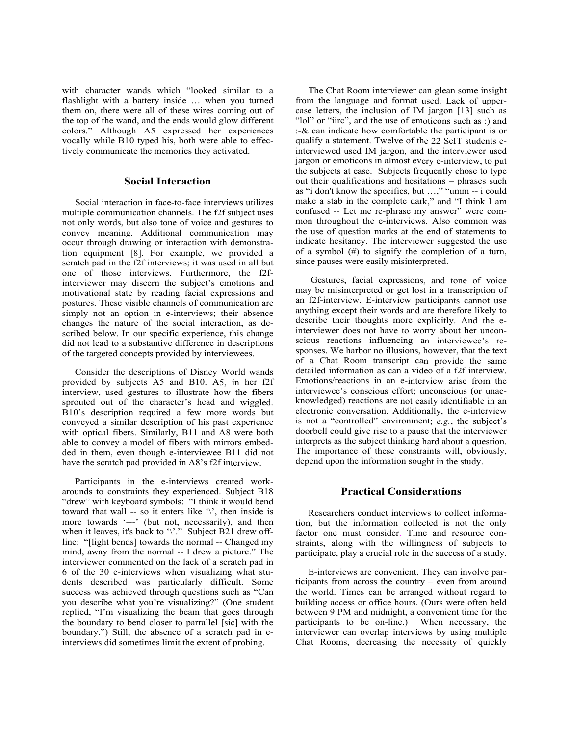with character wands which "looked similar to a flashlight with a battery inside … when you turned them on, there were all of these wires coming out of the top of the wand, and the ends would glow different colors." Although A5 expressed her experiences vocally while B10 typed his, both were able to effectively communicate the memories they activated.

## Social Interaction

Social interaction in face-to-face interviews utilizes multiple communication channels. The f2f subject uses not only words, but also tone of voice and gestures to convey meaning. Additional communication may occur through drawing or interaction with demonstration equipment [8]. For example, we provided a scratch pad in the f2f interviews; it was used in all but one of those interviews. Furthermore, the f2f-interviewer may discern the subject's emotions and motivational state by reading facial expressions and postures. These visible channels of communication are simply not an option in e-interviews; their absence changes the nature of the social interaction, as described below. In our specific experience, this change did not lead to a substantive difference in descriptions of the targeted concepts provided by interviewees.

Consider the descriptions of Disney World wands provided by subjects A5 and B10. A5, in her f2f interview, used gestures to illustrate how the fibers sprouted out of the character's head and wiggled. B10's description required a few more words but conveyed a similar description of his past experience with optical fibers. Similarly, B11 and A8 were both able to convey a model of fibers with mirrors embedded in them, even though e-interviewee B11 did not have the scratch pad provided in A8's f2f interview.

Participants in the e-interviews created workarounds to constraints they experienced. Subject B18 "drew" with keyboard symbols: "I think it would bend toward that wall -- so it enters like '\', then inside is more towards '---' (but not, necessarily), and then when it leaves, it's back to '\'." Subject B21 drew offline: "[light bends] towards the normal -- Changed my mind, away from the normal -- I drew a picture." The interviewer commented on the lack of a scratch pad in 6 of the 30 e-interviews when visualizing what students described was particularly difficult. Some success was achieved through questions such as "Can you describe what you're visualizing?" (One student replied, "I'm visualizing the beam that goes through the boundary to bend closer to parrallel [sic] with the boundary.") Still, the absence of a scratch pad in e-interviews did sometimes limit the extent of probing.

The Chat Room interviewer can glean some insight from the language and format used. Lack of upper-case letters, the inclusion of IM jargon [13] such as "lol" or "iirc", and the use of emoticons such as :) and :-& can indicate how comfortable the participant is or qualify a statement. Twelve of the 22 ScIT students e-interviewed used IM jargon, and the interviewer used jargon or emoticons in almost every e-interview, to put the subjects at ease. Subjects frequently chose to type out their qualifications and hesitations – phrases such as "i don't know the specifics, but …," "umm -- i could make a stab in the complete dark," and "I think I am confused -- Let me re-phrase my answer" were common throughout the e-interviews. Also common was the use of question marks at the end of statements to indicate hesitancy. The interviewer suggested the use of a symbol (#) to signify the completion of a turn, since pauses were easily misinterpreted.

Gestures, facial expressions, and tone of voice may be misinterpreted or get lost in a transcription of an f2f-interview. E-interview participants cannot use anything except their words and are therefore likely to describe their thoughts more explicitly. And the e-interviewer does not have to worry about her unconscious reactions influencing an interviewee's responses. We harbor no illusions, however, that the text of a Chat Room transcript can provide the same detailed information as can a video of a f2f interview. Emotions/reactions in an e-interview arise from the interviewee's conscious effort; unconscious (or unacknowledged) reactions are not easily identifiable in an electronic conversation. Additionally, the e-interview is not a "controlled" environment; *e.g.*, the subject's doorbell could give rise to a pause that the interviewer interprets as the subject thinking hard about a question. The importance of these constraints will, obviously, depend upon the information sought in the study.

## Practical Considerations

Researchers conduct interviews to collect information, but the information collected is not the only factor one must consider. Time and resource constraints, along with the willingness of subjects to participate, play a crucial role in the success of a study.

E-interviews are convenient. They can involve participants from across the country – even from around the world. Times can be arranged without regard to building access or office hours. (Ours were often held between 9 PM and midnight, a convenient time for the participants to be on-line.) When necessary, the interviewer can overlap interviews by using multiple Chat Rooms, decreasing the necessity of quickly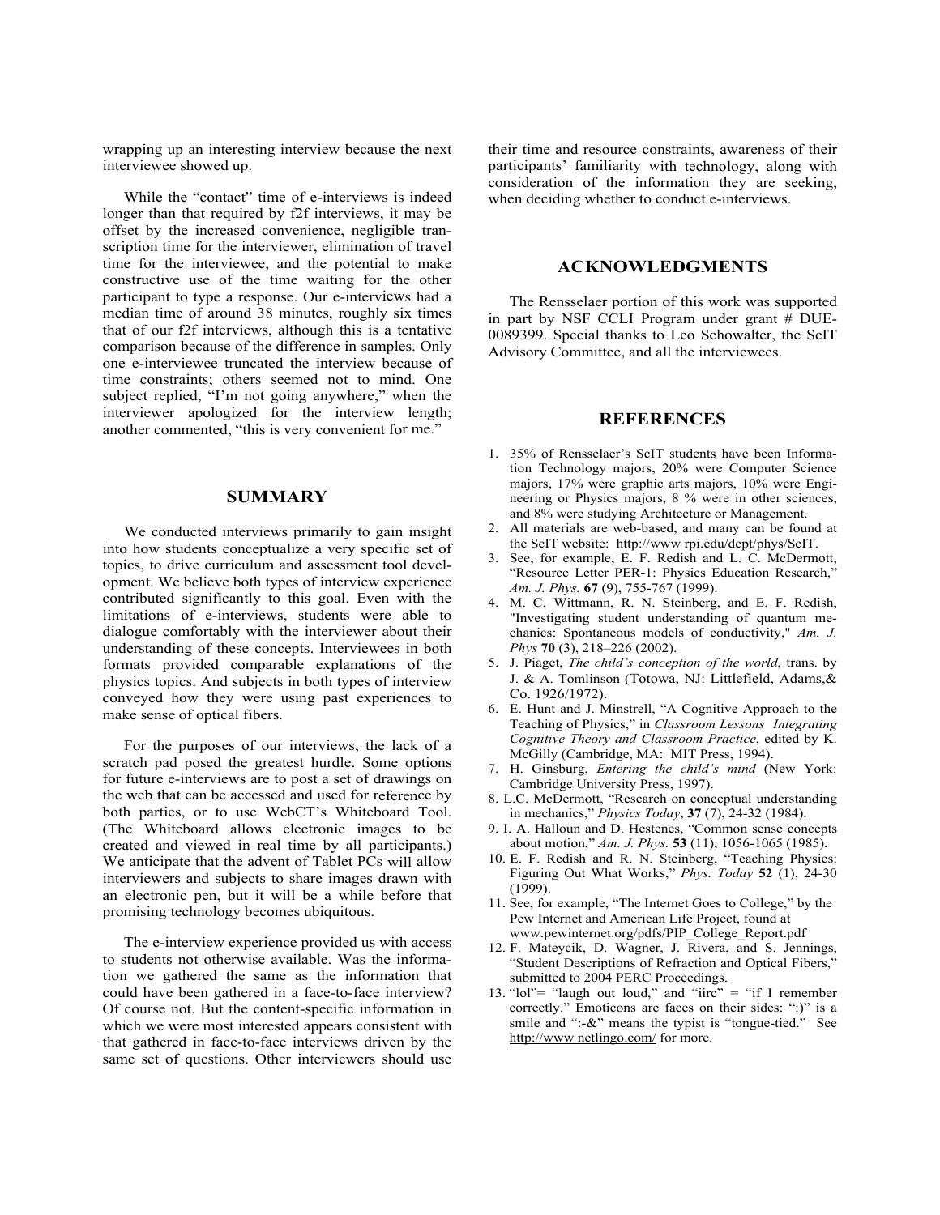wrapping up an interesting interview because the next interviewee showed up.

While the "contact" time of e-interviews is indeed longer than that required by f2f interviews, it may be offset by the increased convenience, negligible transcription time for the interviewer, elimination of travel time for the interviewee, and the potential to make constructive use of the time waiting for the other participant to type a response. Our e-interviews had a median time of around 38 minutes, roughly six times that of our f2f interviews, although this is a tentative comparison because of the difference in samples. Only one e-interviewee truncated the interview because of time constraints; others seemed not to mind. One subject replied, "I'm not going anywhere," when the interviewer apologized for the interview length; another commented, "this is very convenient for me."

## SUMMARY

We conducted interviews primarily to gain insight into how students conceptualize a very specific set of topics, to drive curriculum and assessment tool development. We believe both types of interview experience contributed significantly to this goal. Even with the limitations of e-interviews, students were able to dialogue comfortably with the interviewer about their understanding of these concepts. Interviewees in both formats provided comparable explanations of the physics topics. And subjects in both types of interview conveyed how they were using past experiences to make sense of optical fibers.

For the purposes of our interviews, the lack of a scratch pad posed the greatest hurdle. Some options for future e-interviews are to post a set of drawings on the web that can be accessed and used for reference by both parties, or to use WebCT's Whiteboard Tool. (The Whiteboard allows electronic images to be created and viewed in real time by all participants.) We anticipate that the advent of Tablet PCs will allow interviewers and subjects to share images drawn with an electronic pen, but it will be a while before that promising technology becomes ubiquitous.

The e-interview experience provided us with access to students not otherwise available. Was the information we gathered the same as the information that could have been gathered in a face-to-face interview? Of course not. But the content-specific information in which we were most interested appears consistent with that gathered in face-to-face interviews driven by the same set of questions. Other interviewers should use their time and resource constraints, awareness of their participants' familiarity with technology, along with consideration of the information they are seeking, when deciding whether to conduct e-interviews.

## ACKNOWLEDGMENTS

The Rensselaer portion of this work was supported in part by NSF CCLI Program under grant # DUE-0089399. Special thanks to Leo Schowalter, the ScIT Advisory Committee, and all the interviewees.

## REFERENCES

1. 35% of Rensselaer's ScIT students have been Information Technology majors, 20% were Computer Science majors, 17% were graphic arts majors, 10% were Engineering or Physics majors, 8 % were in other sciences, and 8% were studying Architecture or Management.
2. All materials are web-based, and many can be found at the ScIT website: http://www rpi.edu/dept/phys/ScIT.
3. See, for example, E. F. Redish and L. C. McDermott, "Resource Letter PER-1: Physics Education Research," *Am. J. Phys.* **67** (9), 755-767 (1999).
4. M. C. Wittmann, R. N. Steinberg, and E. F. Redish, "Investigating student understanding of quantum mechanics: Spontaneous models of conductivity," *Am. J. Phys* **70** (3), 218–226 (2002).
5. J. Piaget, *The child's conception of the world*, trans. by J. & A. Tomlinson (Totowa, NJ: Littlefield, Adams,& Co. 1926/1972).
6. E. Hunt and J. Minstrell, "A Cognitive Approach to the Teaching of Physics," in *Classroom Lessons Integrating Cognitive Theory and Classroom Practice*, edited by K. McGilly (Cambridge, MA: MIT Press, 1994).
7. H. Ginsburg, *Entering the child's mind* (New York: Cambridge University Press, 1997).
8. L.C. McDermott, "Research on conceptual understanding in mechanics," *Physics Today*, **37** (7), 24-32 (1984).
9. I. A. Halloun and D. Hestenes, "Common sense concepts about motion," *Am. J. Phys.* **53** (11), 1056-1065 (1985).
10. E. F. Redish and R. N. Steinberg, "Teaching Physics: Figuring Out What Works," *Phys. Today* **52** (1), 24-30 (1999).
11. See, for example, "The Internet Goes to College," by the Pew Internet and American Life Project, found at www.pewinternet.org/pdfs/PIP_College_Report.pdf
12. F. Mateycik, D. Wagner, J. Rivera, and S. Jennings, "Student Descriptions of Refraction and Optical Fibers," submitted to 2004 PERC Proceedings.
13. "lol"= "laugh out loud," and "iirc" = "if I remember correctly." Emoticons are faces on their sides: ":)" is a smile and ":-&" means the typist is "tongue-tied." See http://www netlingo.com/ for more.